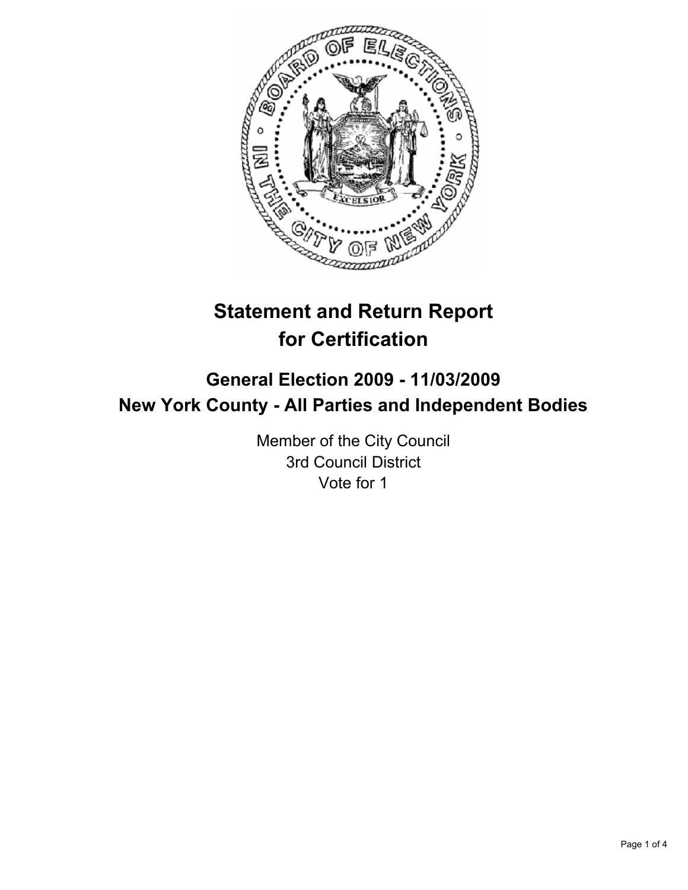# Statement and Return Report for Certification

## General Election 2009 - 11/03/2009
## New York County - All Parties and Independent Bodies

Member of the City Council
3rd Council District
Vote for 1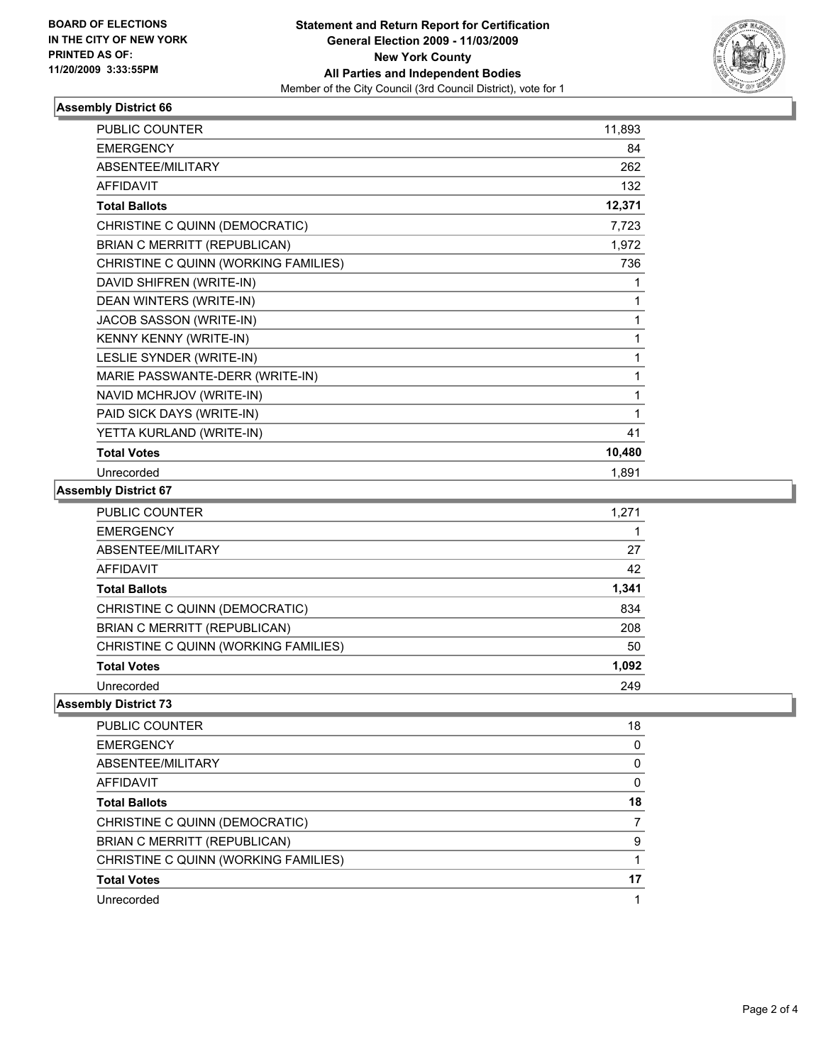BOARD OF ELECTIONS
IN THE CITY OF NEW YORK
PRINTED AS OF:
11/20/2009 3:33:55PM

**Statement and Return Report for Certification**
**General Election 2009 - 11/03/2009**
**New York County**
**All Parties and Independent Bodies**
Member of the City Council (3rd Council District), vote for 1

### Assembly District 66

| | |
|---|---|
| PUBLIC COUNTER | 11,893 |
| EMERGENCY | 84 |
| ABSENTEE/MILITARY | 262 |
| AFFIDAVIT | 132 |
| **Total Ballots** | **12,371** |
| CHRISTINE C QUINN (DEMOCRATIC) | 7,723 |
| BRIAN C MERRITT (REPUBLICAN) | 1,972 |
| CHRISTINE C QUINN (WORKING FAMILIES) | 736 |
| DAVID SHIFREN (WRITE-IN) | 1 |
| DEAN WINTERS (WRITE-IN) | 1 |
| JACOB SASSON (WRITE-IN) | 1 |
| KENNY KENNY (WRITE-IN) | 1 |
| LESLIE SYNDER (WRITE-IN) | 1 |
| MARIE PASSWANTE-DERR (WRITE-IN) | 1 |
| NAVID MCHRJOV (WRITE-IN) | 1 |
| PAID SICK DAYS (WRITE-IN) | 1 |
| YETTA KURLAND (WRITE-IN) | 41 |
| **Total Votes** | **10,480** |
| Unrecorded | 1,891 |

### Assembly District 67

| | |
|---|---|
| PUBLIC COUNTER | 1,271 |
| EMERGENCY | 1 |
| ABSENTEE/MILITARY | 27 |
| AFFIDAVIT | 42 |
| **Total Ballots** | **1,341** |
| CHRISTINE C QUINN (DEMOCRATIC) | 834 |
| BRIAN C MERRITT (REPUBLICAN) | 208 |
| CHRISTINE C QUINN (WORKING FAMILIES) | 50 |
| **Total Votes** | **1,092** |
| Unrecorded | 249 |

### Assembly District 73

| | |
|---|---|
| PUBLIC COUNTER | 18 |
| EMERGENCY | 0 |
| ABSENTEE/MILITARY | 0 |
| AFFIDAVIT | 0 |
| **Total Ballots** | **18** |
| CHRISTINE C QUINN (DEMOCRATIC) | 7 |
| BRIAN C MERRITT (REPUBLICAN) | 9 |
| CHRISTINE C QUINN (WORKING FAMILIES) | 1 |
| **Total Votes** | **17** |
| Unrecorded | 1 |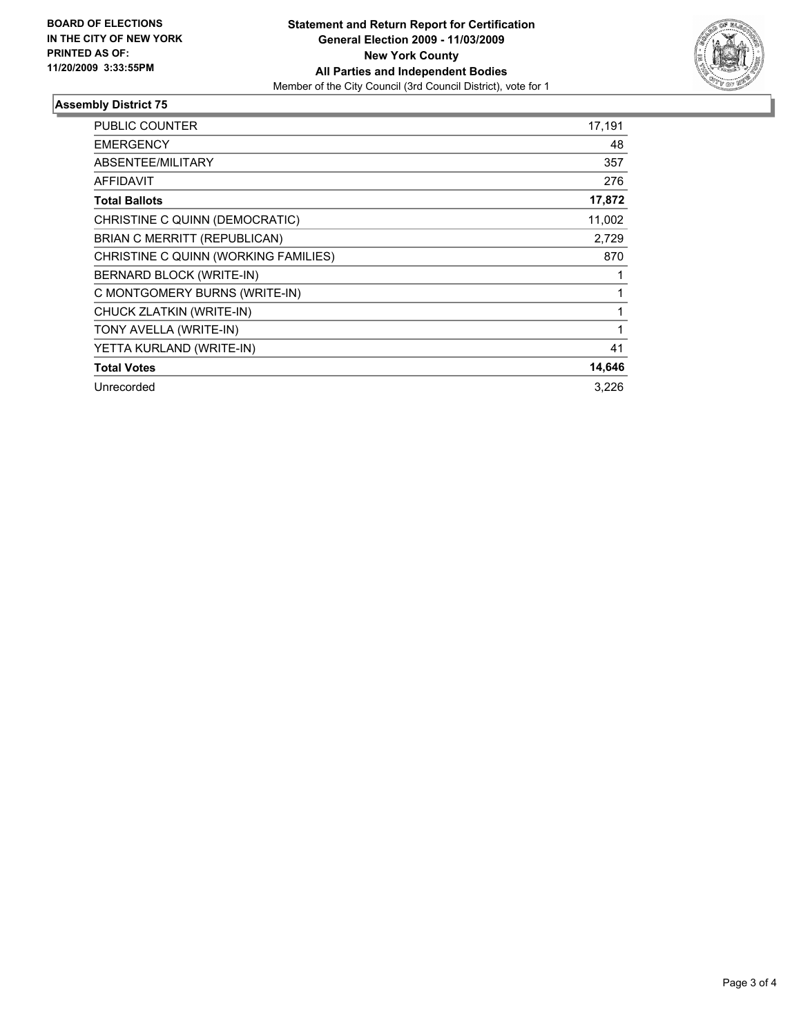**BOARD OF ELECTIONS IN THE CITY OF NEW YORK PRINTED AS OF: 11/20/2009 3:33:55PM**

**Statement and Return Report for Certification**
**General Election 2009 - 11/03/2009**
**New York County**
**All Parties and Independent Bodies**
Member of the City Council (3rd Council District), vote for 1

## Assembly District 75

| | |
|---|---|
| PUBLIC COUNTER | 17,191 |
| EMERGENCY | 48 |
| ABSENTEE/MILITARY | 357 |
| AFFIDAVIT | 276 |
| **Total Ballots** | **17,872** |
| CHRISTINE C QUINN (DEMOCRATIC) | 11,002 |
| BRIAN C MERRITT (REPUBLICAN) | 2,729 |
| CHRISTINE C QUINN (WORKING FAMILIES) | 870 |
| BERNARD BLOCK (WRITE-IN) | 1 |
| C MONTGOMERY BURNS (WRITE-IN) | 1 |
| CHUCK ZLATKIN (WRITE-IN) | 1 |
| TONY AVELLA (WRITE-IN) | 1 |
| YETTA KURLAND (WRITE-IN) | 41 |
| **Total Votes** | **14,646** |
| Unrecorded | 3,226 |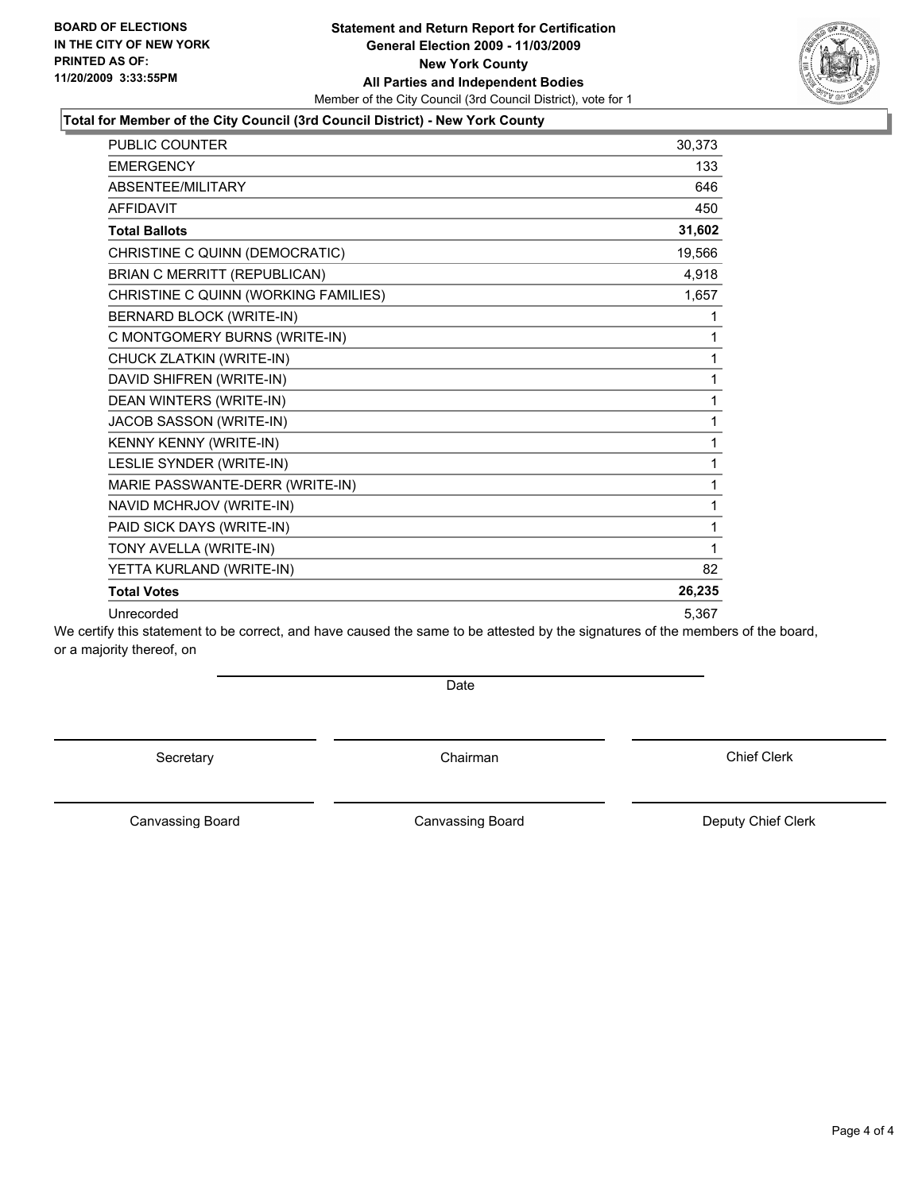**BOARD OF ELECTIONS IN THE CITY OF NEW YORK PRINTED AS OF: 11/20/2009 3:33:55PM**

**Statement and Return Report for Certification**
**General Election 2009 - 11/03/2009**
**New York County**
**All Parties and Independent Bodies**
Member of the City Council (3rd Council District), vote for 1

### Total for Member of the City Council (3rd Council District) - New York County

| | |
|---|---|
| PUBLIC COUNTER | 30,373 |
| EMERGENCY | 133 |
| ABSENTEE/MILITARY | 646 |
| AFFIDAVIT | 450 |
| **Total Ballots** | **31,602** |
| CHRISTINE C QUINN (DEMOCRATIC) | 19,566 |
| BRIAN C MERRITT (REPUBLICAN) | 4,918 |
| CHRISTINE C QUINN (WORKING FAMILIES) | 1,657 |
| BERNARD BLOCK (WRITE-IN) | 1 |
| C MONTGOMERY BURNS (WRITE-IN) | 1 |
| CHUCK ZLATKIN (WRITE-IN) | 1 |
| DAVID SHIFREN (WRITE-IN) | 1 |
| DEAN WINTERS (WRITE-IN) | 1 |
| JACOB SASSON (WRITE-IN) | 1 |
| KENNY KENNY (WRITE-IN) | 1 |
| LESLIE SYNDER (WRITE-IN) | 1 |
| MARIE PASSWANTE-DERR (WRITE-IN) | 1 |
| NAVID MCHRJOV (WRITE-IN) | 1 |
| PAID SICK DAYS (WRITE-IN) | 1 |
| TONY AVELLA (WRITE-IN) | 1 |
| YETTA KURLAND (WRITE-IN) | 82 |
| **Total Votes** | **26,235** |
| Unrecorded | 5,367 |

We certify this statement to be correct, and have caused the same to be attested by the signatures of the members of the board, or a majority thereof, on

Date

Secretary　　Chairman　　Chief Clerk

Canvassing Board　　Canvassing Board　　Deputy Chief Clerk